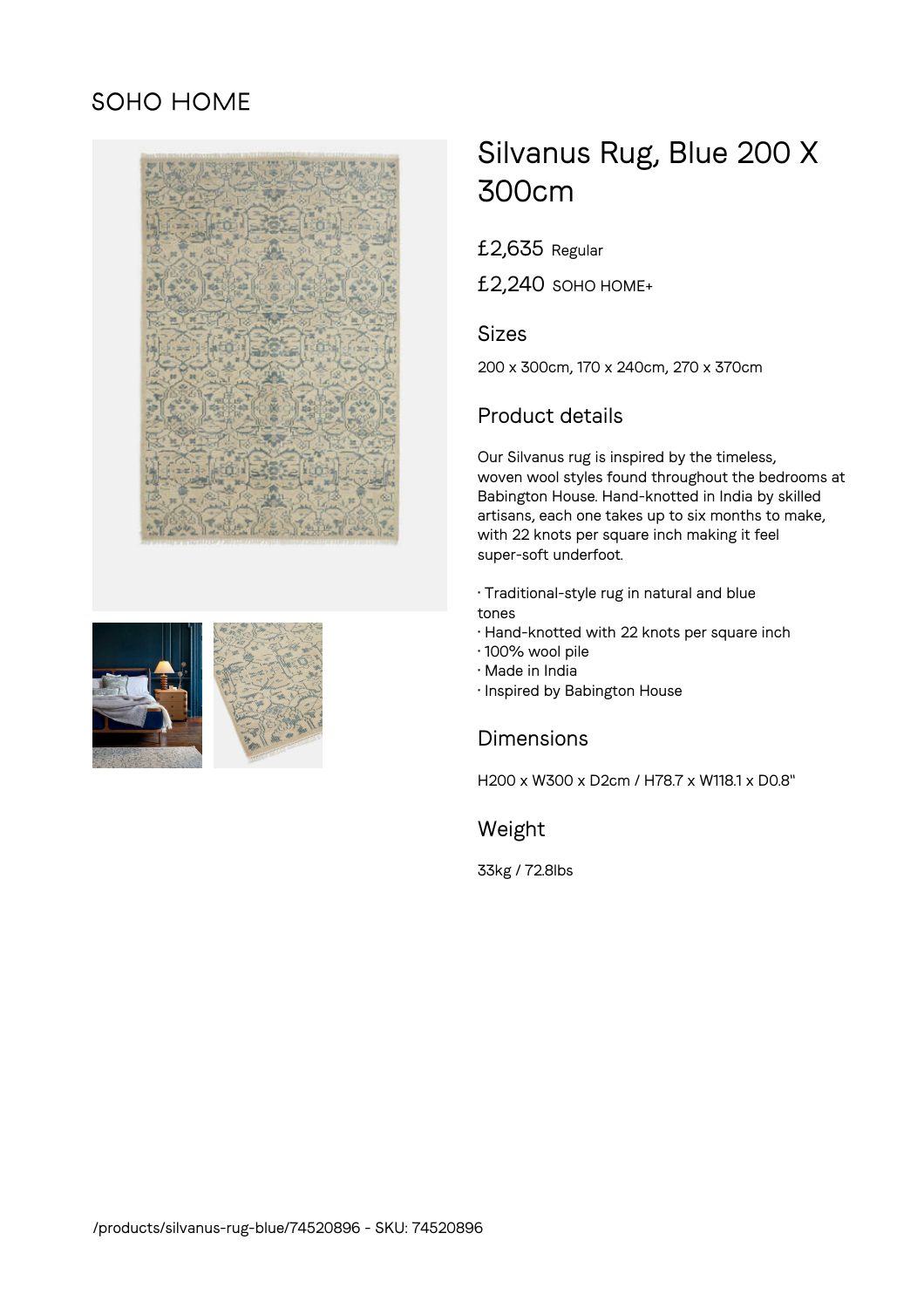SOHO HOME

# Silvanus Rug, Blue 200 X 300cm

£2,635 Regular

£2,240 SOHO HOME+

## Sizes

200 x 300cm, 170 x 240cm, 270 x 370cm

## Product details

Our Silvanus rug is inspired by the timeless, woven wool styles found throughout the bedrooms at Babington House. Hand-knotted in India by skilled artisans, each one takes up to six months to make, with 22 knots per square inch making it feel super-soft underfoot.

- Traditional-style rug in natural and blue tones
- Hand-knotted with 22 knots per square inch
- 100% wool pile
- Made in India
- Inspired by Babington House

## Dimensions

H200 x W300 x D2cm / H78.7 x W118.1 x D0.8"

## Weight

33kg / 72.8lbs

/products/silvanus-rug-blue/74520896 - SKU: 74520896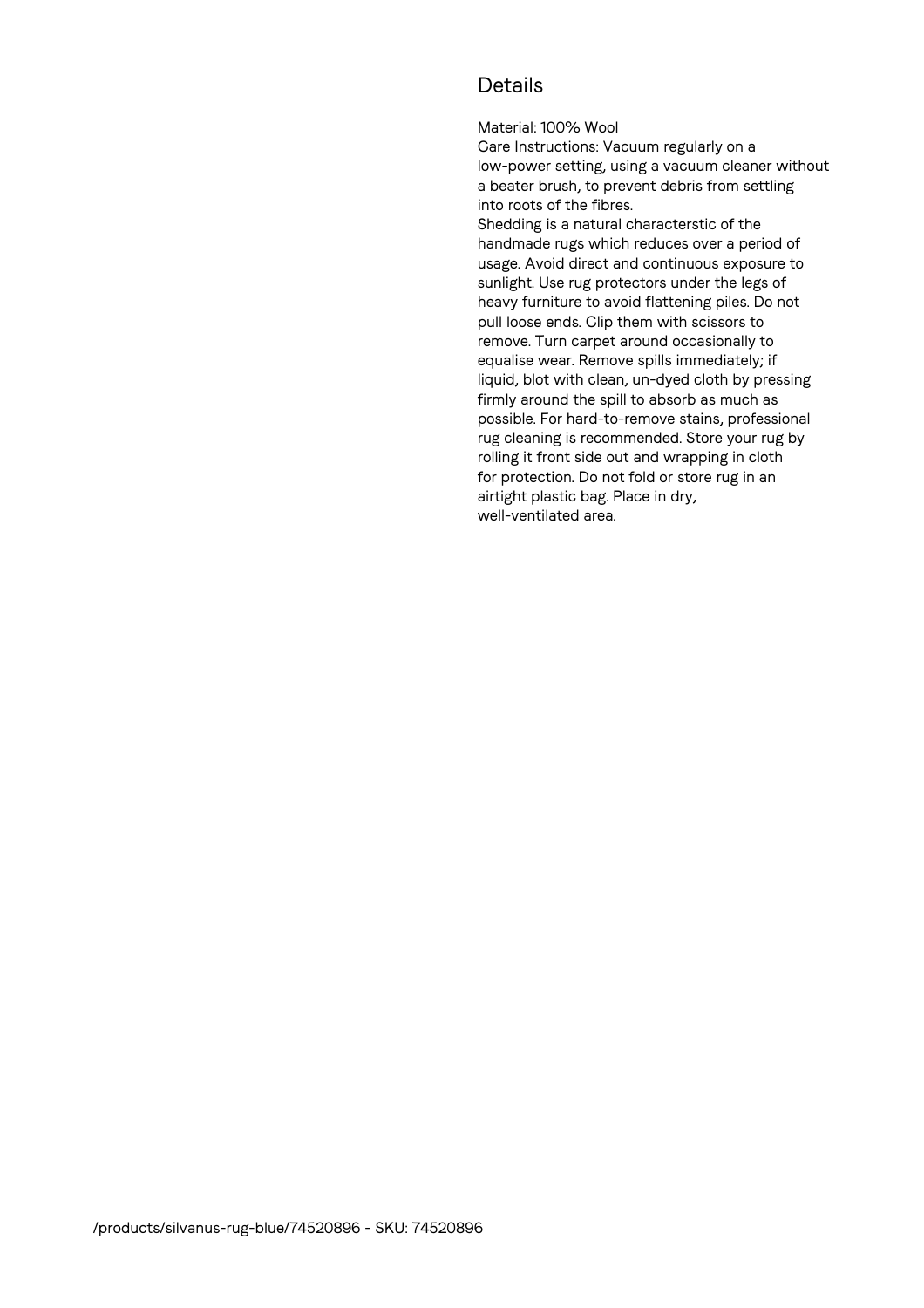## Details

Material: 100% Wool
Care Instructions: Vacuum regularly on a low-power setting, using a vacuum cleaner without a beater brush, to prevent debris from settling into roots of the fibres.
Shedding is a natural characterstic of the handmade rugs which reduces over a period of usage. Avoid direct and continuous exposure to sunlight. Use rug protectors under the legs of heavy furniture to avoid flattening piles. Do not pull loose ends. Clip them with scissors to remove. Turn carpet around occasionally to equalise wear. Remove spills immediately; if liquid, blot with clean, un-dyed cloth by pressing firmly around the spill to absorb as much as possible. For hard-to-remove stains, professional rug cleaning is recommended. Store your rug by rolling it front side out and wrapping in cloth for protection. Do not fold or store rug in an airtight plastic bag. Place in dry, well-ventilated area.

/products/silvanus-rug-blue/74520896 - SKU: 74520896